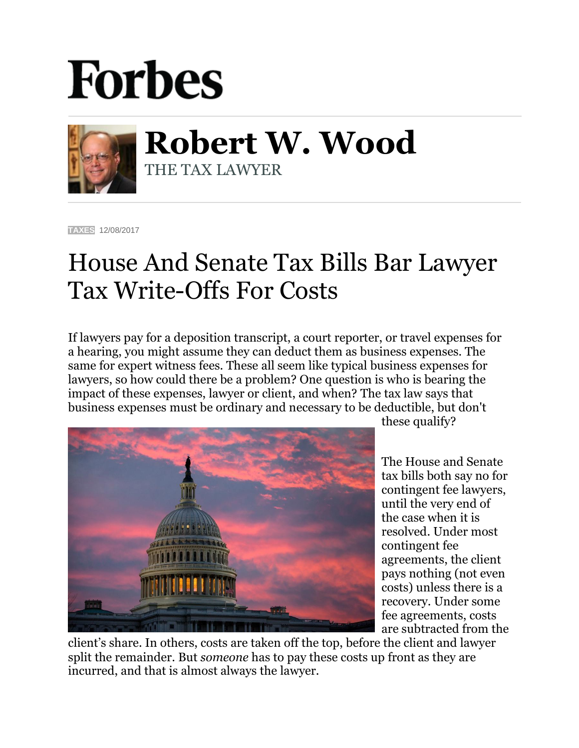# Forbes

## Robert W. Wood

THE TAX LAWYER

TAXES 12/08/2017

# House And Senate Tax Bills Bar Lawyer Tax Write-Offs For Costs

If lawyers pay for a deposition transcript, a court reporter, or travel expenses for a hearing, you might assume they can deduct them as business expenses. The same for expert witness fees. These all seem like typical business expenses for lawyers, so how could there be a problem? One question is who is bearing the impact of these expenses, lawyer or client, and when? The tax law says that business expenses must be ordinary and necessary to be deductible, but don't these qualify?

The House and Senate tax bills both say no for contingent fee lawyers, until the very end of the case when it is resolved. Under most contingent fee agreements, the client pays nothing (not even costs) unless there is a recovery. Under some fee agreements, costs are subtracted from the client's share. In others, costs are taken off the top, before the client and lawyer split the remainder. But *someone* has to pay these costs up front as they are incurred, and that is almost always the lawyer.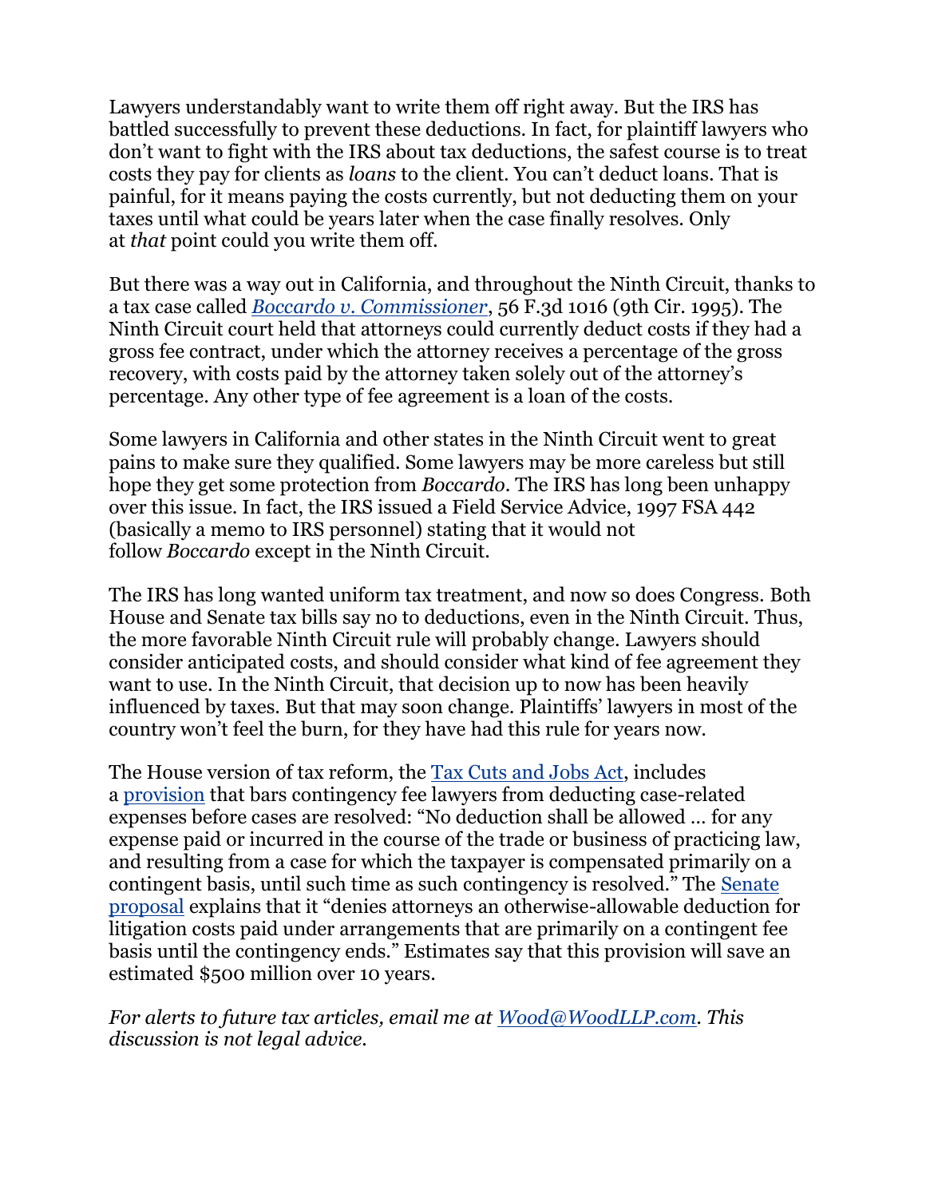Lawyers understandably want to write them off right away. But the IRS has battled successfully to prevent these deductions. In fact, for plaintiff lawyers who don't want to fight with the IRS about tax deductions, the safest course is to treat costs they pay for clients as *loans* to the client. You can't deduct loans. That is painful, for it means paying the costs currently, but not deducting them on your taxes until what could be years later when the case finally resolves. Only at *that* point could you write them off.

But there was a way out in California, and throughout the Ninth Circuit, thanks to a tax case called [*Boccardo v. Commissioner*](), 56 F.3d 1016 (9th Cir. 1995). The Ninth Circuit court held that attorneys could currently deduct costs if they had a gross fee contract, under which the attorney receives a percentage of the gross recovery, with costs paid by the attorney taken solely out of the attorney's percentage. Any other type of fee agreement is a loan of the costs.

Some lawyers in California and other states in the Ninth Circuit went to great pains to make sure they qualified. Some lawyers may be more careless but still hope they get some protection from *Boccardo*. The IRS has long been unhappy over this issue. In fact, the IRS issued a Field Service Advice, 1997 FSA 442 (basically a memo to IRS personnel) stating that it would not follow *Boccardo* except in the Ninth Circuit.

The IRS has long wanted uniform tax treatment, and now so does Congress. Both House and Senate tax bills say no to deductions, even in the Ninth Circuit. Thus, the more favorable Ninth Circuit rule will probably change. Lawyers should consider anticipated costs, and should consider what kind of fee agreement they want to use. In the Ninth Circuit, that decision up to now has been heavily influenced by taxes. But that may soon change. Plaintiffs' lawyers in most of the country won't feel the burn, for they have had this rule for years now.

The House version of tax reform, the [Tax Cuts and Jobs Act](), includes a [provision]() that bars contingency fee lawyers from deducting case-related expenses before cases are resolved: "No deduction shall be allowed … for any expense paid or incurred in the course of the trade or business of practicing law, and resulting from a case for which the taxpayer is compensated primarily on a contingent basis, until such time as such contingency is resolved." The [Senate proposal]() explains that it "denies attorneys an otherwise-allowable deduction for litigation costs paid under arrangements that are primarily on a contingent fee basis until the contingency ends." Estimates say that this provision will save an estimated $500 million over 10 years.

*For alerts to future tax articles, email me at [Wood@WoodLLP.com](mailto:Wood@WoodLLP.com). This discussion is not legal advice.*